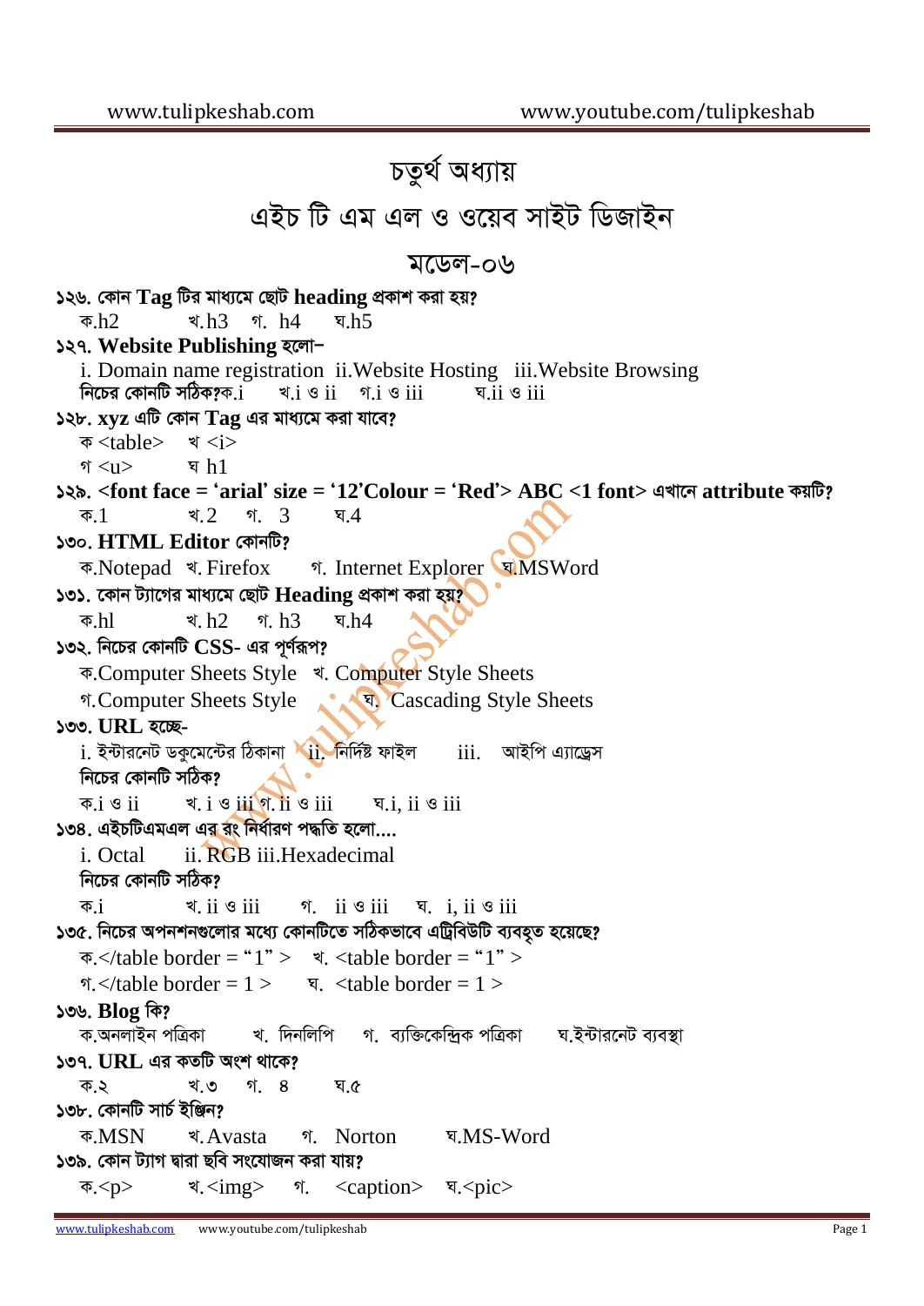# চতুর্থ অধ্যায়

## এইচ টি এম এল ও ওয়েব সাইট ডিজাইন

### মডেল-০৬

১২৬. কোন Tag টির মাধ্যমে ছোট **heading** প্রকাশ করা হয়?
ক.h2 খ.h3 গ. h4 ঘ.h5

১২৭. **Website Publishing** হলো–
i. Domain name registration ii.Website Hosting iii.Website Browsing
নিচের কোনটি সঠিক?ক.i খ.i ও ii গ.i ও iii ঘ.ii ও iii

১২৮. **xyz** এটি কোন **Tag** এর মাধ্যমে করা যাবে?
ক <table> খ <i>
গ <u> ঘ h1

১২৯. **<font face = 'arial' size = '12'Colour = 'Red'> ABC <1 font>** এখানে **attribute** কয়টি?
ক.1 খ.2 গ. 3 ঘ.4

১৩০. **HTML Editor** কোনটি?
ক.Notepad খ. Firefox গ. Internet Explorer ঘ.MSWord

১৩১. কোন ট্যাগের মাধ্যমে ছোট **Heading** প্রকাশ করা হয়?
ক.hl খ. h2 গ. h3 ঘ.h4

১৩২. নিচের কোনটি **CSS-** এর পূর্ণরূপ?
ক.Computer Sheets Style খ. Computer Style Sheets
গ.Computer Sheets Style ঘ. Cascading Style Sheets

১৩৩. **URL** হচ্ছে-
i. ইন্টারনেট ডকুমেন্টের ঠিকানা ii. নির্দিষ্ট ফাইল iii. আইপি এ্যাড্রেস
নিচের কোনটি সঠিক?
ক.i ও ii খ. i ও iii গ. ii ও iii ঘ.i, ii ও iii

১৩৪. এইচটিএমএল এর রং নির্ধারণ পদ্ধতি হলো....
i. Octal ii. RGB iii.Hexadecimal
নিচের কোনটি সঠিক?
ক.i খ. ii ও iii গ. ii ও iii ঘ. i, ii ও iii

১৩৫. নিচের অপনশনগুলোর মধ্যে কোনটিতে সঠিকভাবে এট্রিবিউটি ব্যবহৃত হয়েছে?
ক.</table border = "1" > খ. <table border = "1" >
গ.</table border = 1 > ঘ. <table border = 1 >

১৩৬. **Blog** কি?
ক.অনলাইন পত্রিকা খ. দিনলিপি গ. ব্যক্তিকেন্দ্রিক পত্রিকা ঘ.ইন্টারনেট ব্যবস্থা

১৩৭. **URL** এর কতটি অংশ থাকে?
ক.২ খ.৩ গ. ৪ ঘ.৫

১৩৮. কোনটি সার্চ ইঞ্জিন?
ক.MSN খ. Avasta গ. Norton ঘ.MS-Word

১৩৯. কোন ট্যাগ দ্বারা ছবি সংযোজন করা যায়?
ক.<p> খ.<img> গ. <caption> ঘ.<pic>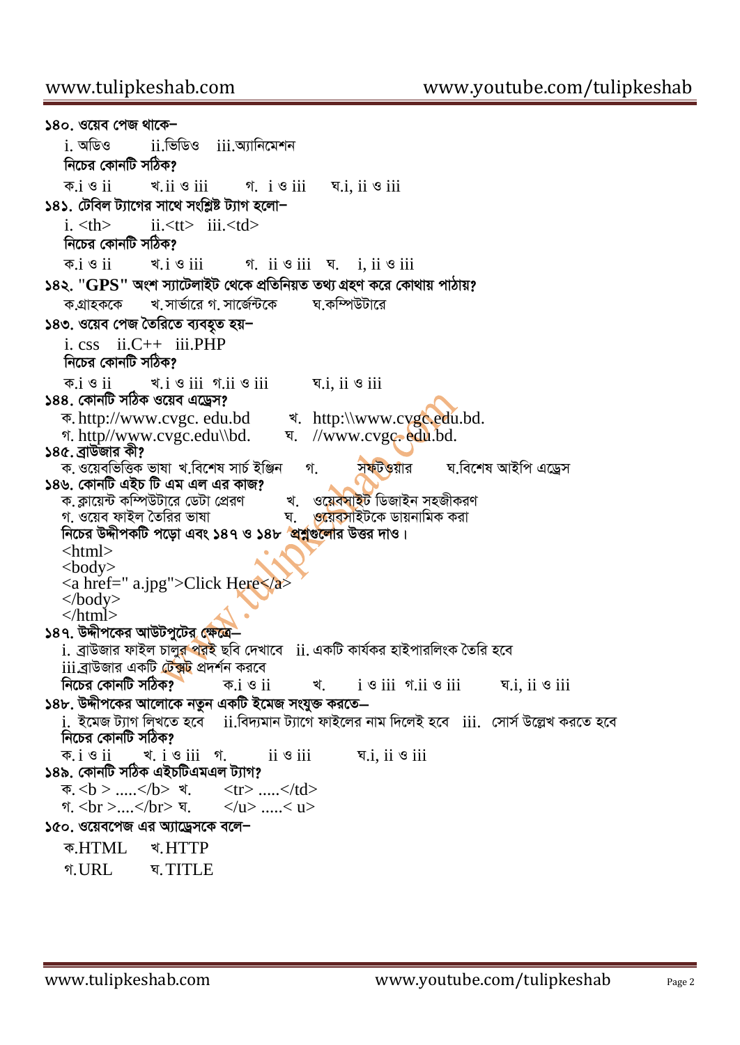**১৪০. ওয়েব পেজ থাকে–**

i. অডিও ii.ভিডিও iii.অ্যানিমেশন

**নিচের কোনটি সঠিক?**

ক.i ও ii খ.ii ও iii গ. i ও iii ঘ.i, ii ও iii

**১৪১. টেবিল ট্যাগের সাথে সংশ্লিষ্ট ট্যাগ হলো–**

i. <th> ii.<tt> iii.<td>

**নিচের কোনটি সঠিক?**

ক.i ও ii খ.i ও iii গ. ii ও iii ঘ. i, ii ও iii

**১৪২. "GPS" অংশ স্যাটেলাইট থেকে প্রতিনিয়ত তথ্য গ্রহণ করে কোথায় পাঠায়?**

ক.গ্রাহককে খ.সার্ভারে গ.সার্জেন্টকে ঘ.কম্পিউটারে

**১৪৩. ওয়েব পেজ তৈরিতে ব্যবহৃত হয়–**

i. css ii.C++ iii.PHP

**নিচের কোনটি সঠিক?**

ক.i ও ii খ.i ও iii গ.ii ও iii ঘ.i, ii ও iii

**১৪৪. কোনটি সঠিক ওয়েব এড্রেস?**

ক. http://www.cvgc. edu.bd খ. http:\\www.cvgc.edu.bd.

গ. http//www.cvgc.edu\\bd. ঘ. //www.cvgc. edu.bd.

**১৪৫. ব্রাউজার কী?**

ক. ওয়েবভিত্তিক ভাষা খ.বিশেষ সার্চ ইঞ্জিন গ. সফটওয়ার ঘ.বিশেষ আইপি এড্রেস

**১৪৬. কোনটি এইচ টি এম এল এর কাজ?**

ক. ক্লায়েন্ট কম্পিউটারে ডেটা প্রেরণ খ. ওয়েবসাইট ডিজাইন সহজীকরণ

গ. ওয়েব ফাইল তৈরির ভাষা ঘ. ওয়েবসাইটকে ডায়নামিক করা

**নিচের উদ্দীপকটি পড়ো এবং ১৪৭ ও ১৪৮ প্রশ্নগুলোর উত্তর দাও।**

```
<html>
<body>
<a href=" a.jpg">Click Here</a>
</body>
</html>
```

**১৪৭. উদ্দীপকের আউটপুটের ক্ষেত্রে–**

i. ব্রাউজার ফাইল চালুর পরই ছবি দেখাবে ii. একটি কার্যকর হাইপারলিংক তৈরি হবে

iii.ব্রাউজার একটি টেক্সট প্রদর্শন করবে

**নিচের কোনটি সঠিক?** ক.i ও ii খ. i ও iii গ.ii ও iii ঘ.i, ii ও iii

**১৪৮. উদ্দীপকের আলোকে নতুন একটি ইমেজ সংযুক্ত করতে–**

i. ইমেজ ট্যাগ লিখতে হবে ii.বিদ্যমান ট্যাগে ফাইলের নাম দিলেই হবে iii. সোর্স উল্লেখ করতে হবে

**নিচের কোনটি সঠিক?**

ক. i ও ii খ. i ও iii গ. ii ও iii ঘ.i, ii ও iii

**১৪৯. কোনটি সঠিক এইচটিএমএল ট্যাগ?**

ক. <b > .....</b> খ. <tr> .....</td>

গ. <br >....</br> ঘ. </u> .....< u>

**১৫০. ওয়েবপেজ এর অ্যাড্রেসকে বলে–**

ক.HTML খ.HTTP

গ.URL ঘ.TITLE